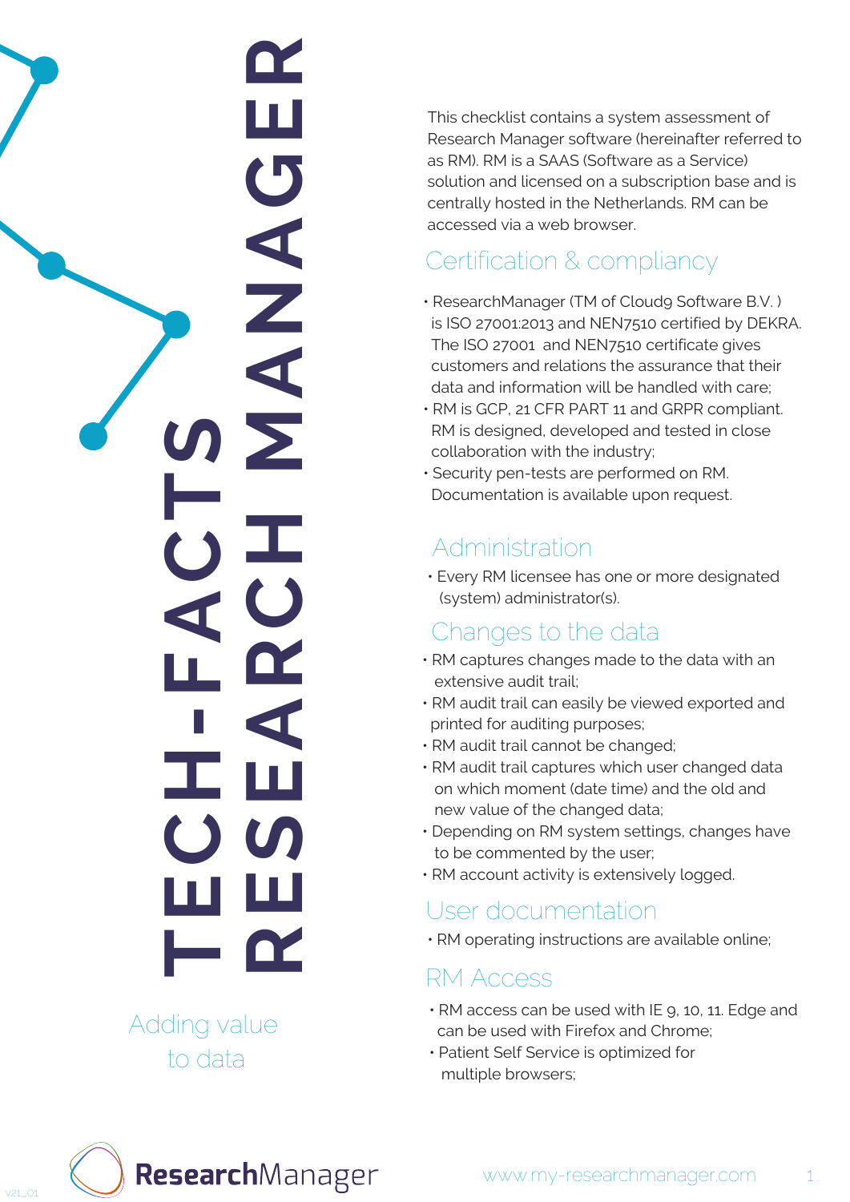# TECH-FACTS RESEARCH MANAGER

Adding value to data

This checklist contains a system assessment of Research Manager software (hereinafter referred to as RM). RM is a SAAS (Software as a Service) solution and licensed on a subscription base and is centrally hosted in the Netherlands. RM can be accessed via a web browser.

## Certification & compliancy

- ResearchManager (TM of Cloud9 Software B.V. ) is ISO 27001:2013 and NEN7510 certified by DEKRA. The ISO 27001 and NEN7510 certificate gives customers and relations the assurance that their data and information will be handled with care;
- RM is GCP, 21 CFR PART 11 and GRPR compliant. RM is designed, developed and tested in close collaboration with the industry;
- Security pen-tests are performed on RM. Documentation is available upon request.

## Administration

- Every RM licensee has one or more designated (system) administrator(s).

## Changes to the data

- RM captures changes made to the data with an extensive audit trail;
- RM audit trail can easily be viewed exported and printed for auditing purposes;
- RM audit trail cannot be changed;
- RM audit trail captures which user changed data on which moment (date time) and the old and new value of the changed data;
- Depending on RM system settings, changes have to be commented by the user;
- RM account activity is extensively logged.

## User documentation

- RM operating instructions are available online;

## RM Access

- RM access can be used with IE 9, 10, 11. Edge and can be used with Firefox and Chrome;
- Patient Self Service is optimized for multiple browsers;

ResearchManager

www.my-researchmanager.com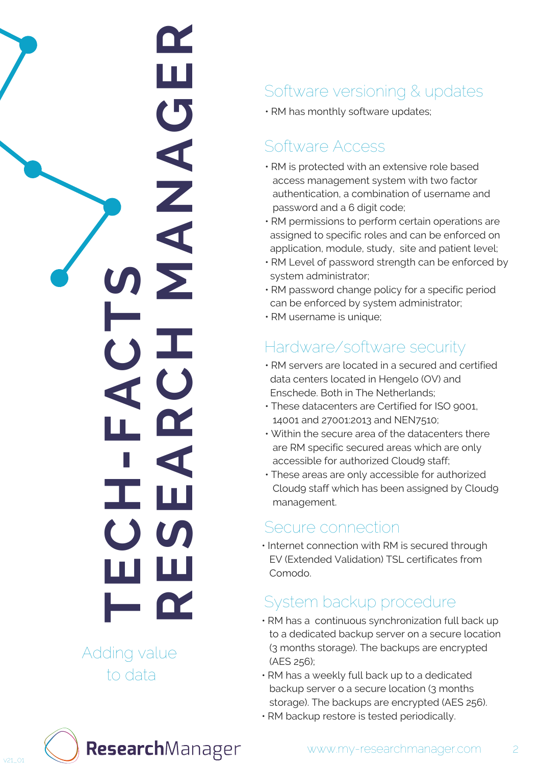# TECH-FACTS RESEARCH MANAGER

Adding value to data

## Software versioning & updates

- RM has monthly software updates;

## Software Access

- RM is protected with an extensive role based access management system with two factor authentication, a combination of username and password and a 6 digit code;
- RM permissions to perform certain operations are assigned to specific roles and can be enforced on application, module, study, site and patient level;
- RM Level of password strength can be enforced by system administrator;
- RM password change policy for a specific period can be enforced by system administrator;
- RM username is unique;

## Hardware/software security

- RM servers are located in a secured and certified data centers located in Hengelo (OV) and Enschede. Both in The Netherlands;
- These datacenters are Certified for ISO 9001, 14001 and 27001:2013 and NEN7510;
- Within the secure area of the datacenters there are RM specific secured areas which are only accessible for authorized Cloud9 staff;
- These areas are only accessible for authorized Cloud9 staff which has been assigned by Cloud9 management.

## Secure connection

- Internet connection with RM is secured through EV (Extended Validation) TSL certificates from Comodo.

## System backup procedure

- RM has a continuous synchronization full back up to a dedicated backup server on a secure location (3 months storage). The backups are encrypted (AES 256);
- RM has a weekly full back up to a dedicated backup server o a secure location (3 months storage). The backups are encrypted (AES 256).
- RM backup restore is tested periodically.

ResearchManager

www.my-researchmanager.com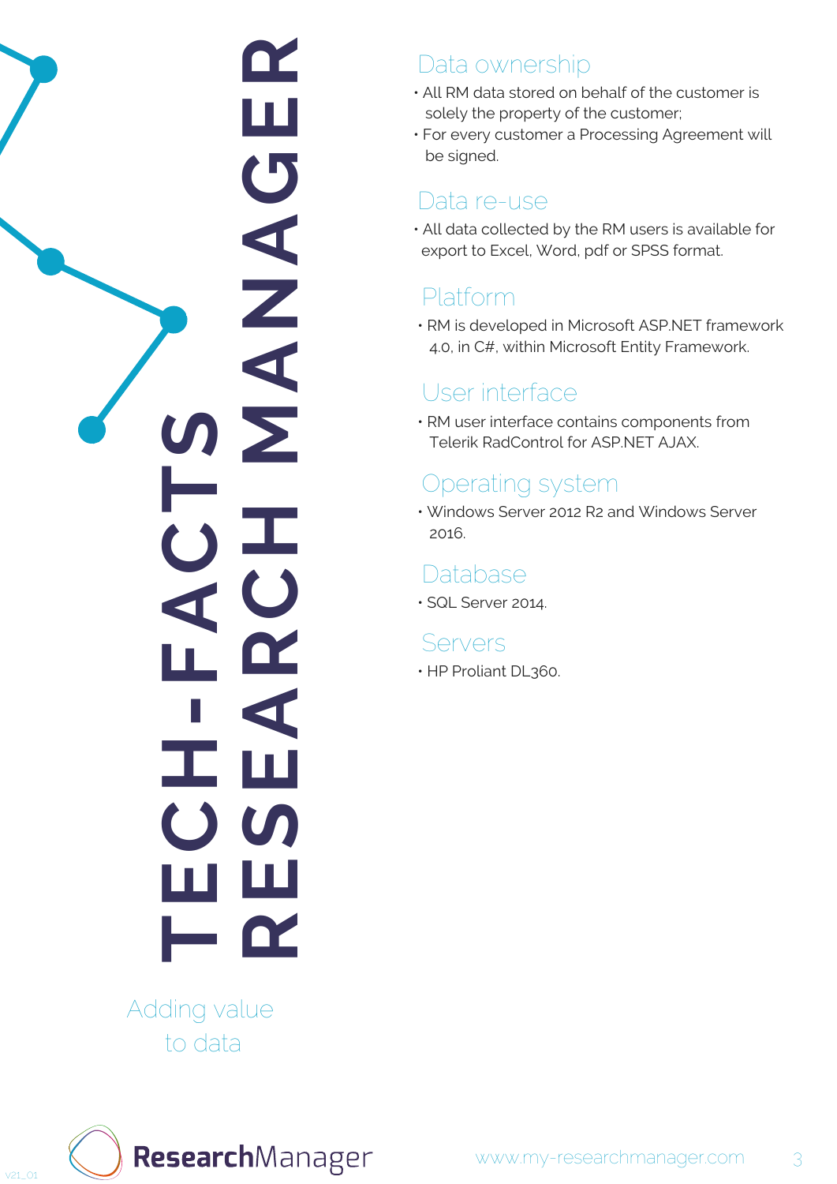# TECH-FACTS RESEARCH MANAGER

Adding value to data

## Data ownership

- All RM data stored on behalf of the customer is solely the property of the customer;
- For every customer a Processing Agreement will be signed.

## Data re-use

- All data collected by the RM users is available for export to Excel, Word, pdf or SPSS format.

## Platform

- RM is developed in Microsoft ASP.NET framework 4.0, in C#, within Microsoft Entity Framework.

## User interface

- RM user interface contains components from Telerik RadControl for ASP.NET AJAX.

## Operating system

- Windows Server 2012 R2 and Windows Server 2016.

## Database

- SQL Server 2014.

## Servers

- HP Proliant DL360.

v21_01

ResearchManager

www.my-researchmanager.com